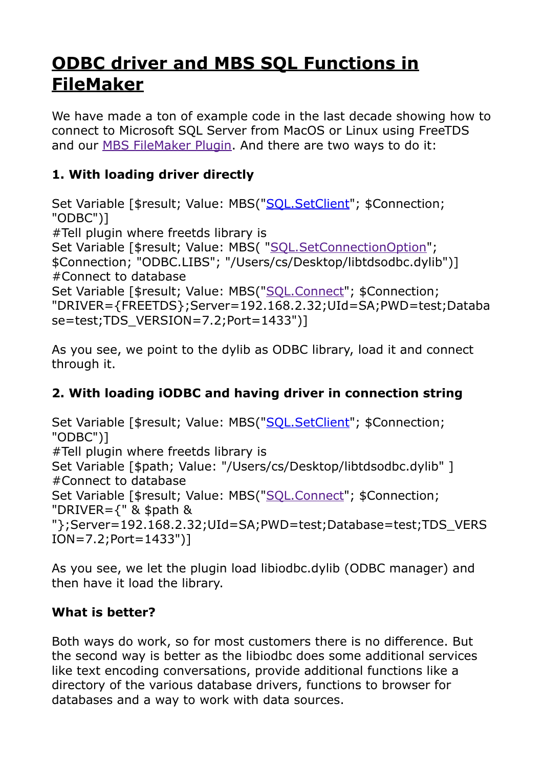# ODBC driver and MBS SQL Functions in FileMaker

We have made a ton of example code in the last decade showing how to connect to Microsoft SQL Server from MacOS or Linux using FreeTDS and our MBS FileMaker Plugin. And there are two ways to do it:

### 1. With loading driver directly

```
Set Variable [$result; Value: MBS("SQL.SetClient"; $Connection; "ODBC")]
#Tell plugin where freetds library is
Set Variable [$result; Value: MBS( "SQL.SetConnectionOption"; $Connection; "ODBC.LIBS"; "/Users/cs/Desktop/libtdsodbc.dylib")]
#Connect to database
Set Variable [$result; Value: MBS("SQL.Connect"; $Connection; "DRIVER={FREETDS};Server=192.168.2.32;UId=SA;PWD=test;Database=test;TDS_VERSION=7.2;Port=1433")]
```

As you see, we point to the dylib as ODBC library, load it and connect through it.

### 2. With loading iODBC and having driver in connection string

```
Set Variable [$result; Value: MBS("SQL.SetClient"; $Connection; "ODBC")]
#Tell plugin where freetds library is
Set Variable [$path; Value: "/Users/cs/Desktop/libtdsodbc.dylib" ]
#Connect to database
Set Variable [$result; Value: MBS("SQL.Connect"; $Connection; "DRIVER={" & $path & "};Server=192.168.2.32;UId=SA;PWD=test;Database=test;TDS_VERSION=7.2;Port=1433")]
```

As you see, we let the plugin load libiodbc.dylib (ODBC manager) and then have it load the library.

### What is better?

Both ways do work, so for most customers there is no difference. But the second way is better as the libiodbc does some additional services like text encoding conversations, provide additional functions like a directory of the various database drivers, functions to browser for databases and a way to work with data sources.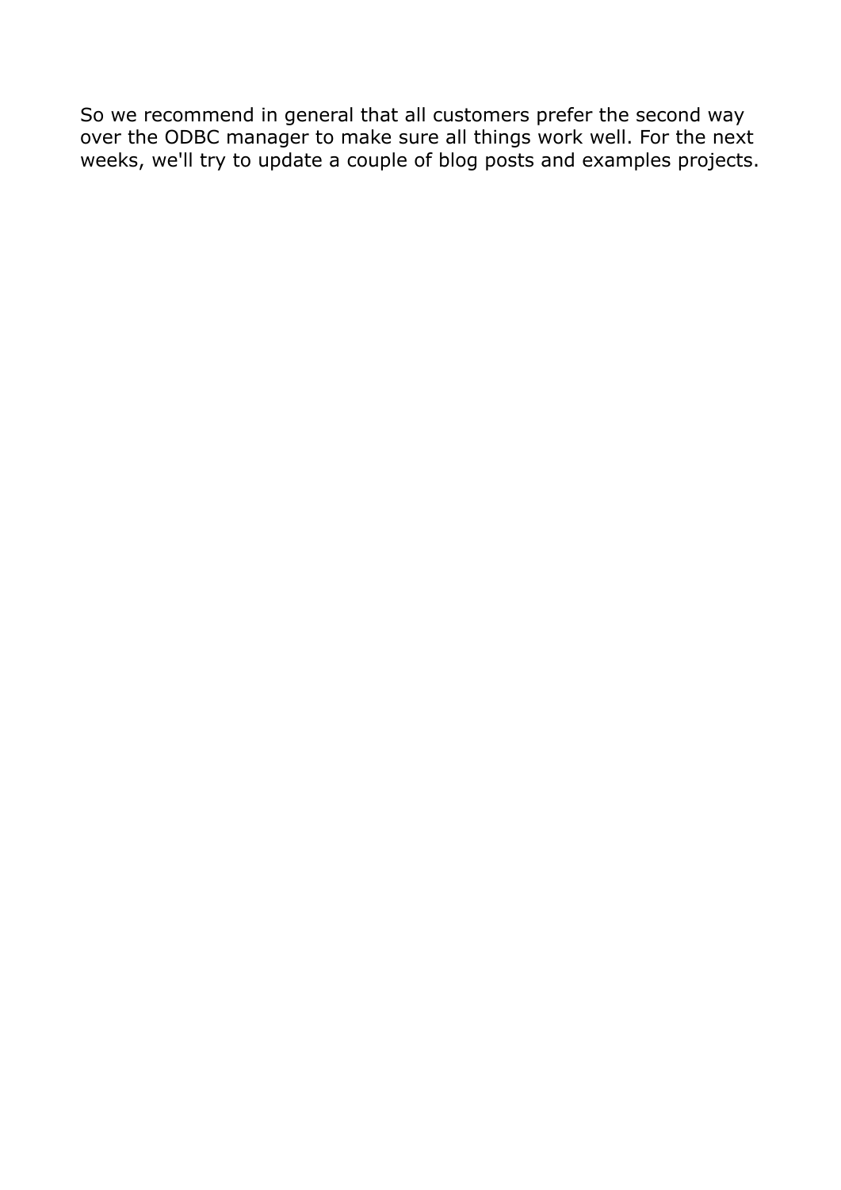So we recommend in general that all customers prefer the second way over the ODBC manager to make sure all things work well. For the next weeks, we'll try to update a couple of blog posts and examples projects.